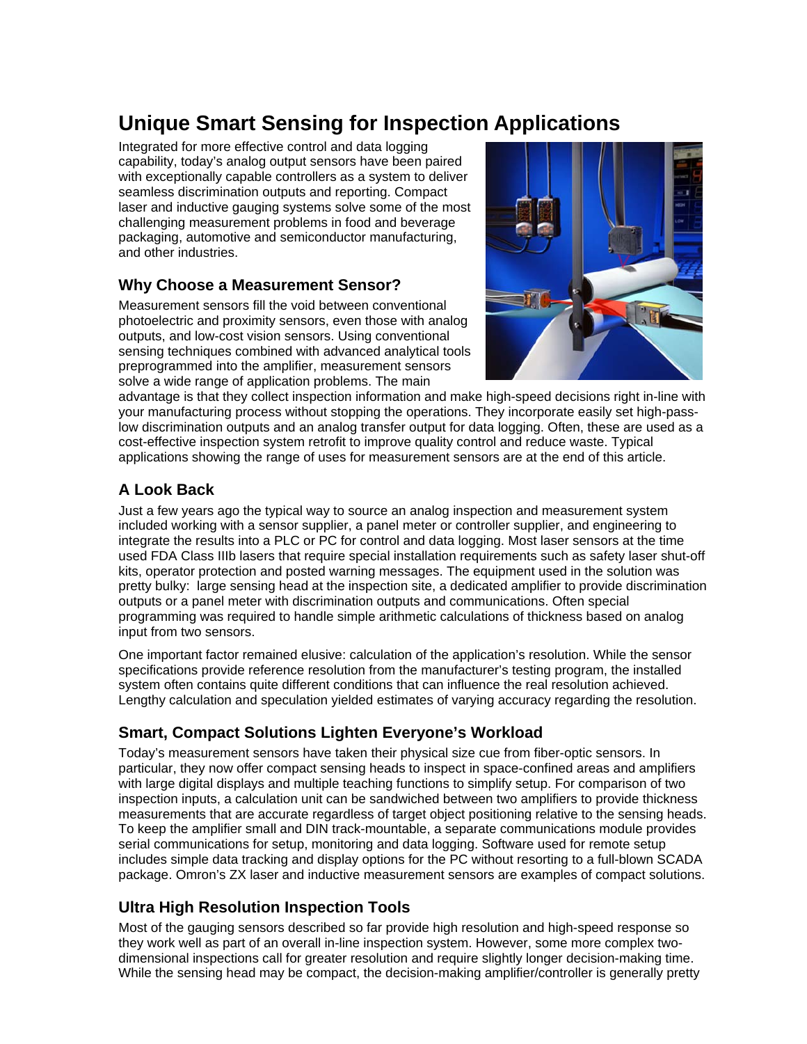# Unique Smart Sensing for Inspection Applications

Integrated for more effective control and data logging capability, today's analog output sensors have been paired with exceptionally capable controllers as a system to deliver seamless discrimination outputs and reporting. Compact laser and inductive gauging systems solve some of the most challenging measurement problems in food and beverage packaging, automotive and semiconductor manufacturing, and other industries.

## Why Choose a Measurement Sensor?

Measurement sensors fill the void between conventional photoelectric and proximity sensors, even those with analog outputs, and low-cost vision sensors. Using conventional sensing techniques combined with advanced analytical tools preprogrammed into the amplifier, measurement sensors solve a wide range of application problems. The main advantage is that they collect inspection information and make high-speed decisions right in-line with your manufacturing process without stopping the operations. They incorporate easily set high-pass-low discrimination outputs and an analog transfer output for data logging. Often, these are used as a cost-effective inspection system retrofit to improve quality control and reduce waste. Typical applications showing the range of uses for measurement sensors are at the end of this article.

## A Look Back

Just a few years ago the typical way to source an analog inspection and measurement system included working with a sensor supplier, a panel meter or controller supplier, and engineering to integrate the results into a PLC or PC for control and data logging. Most laser sensors at the time used FDA Class IIIb lasers that require special installation requirements such as safety laser shut-off kits, operator protection and posted warning messages. The equipment used in the solution was pretty bulky: large sensing head at the inspection site, a dedicated amplifier to provide discrimination outputs or a panel meter with discrimination outputs and communications. Often special programming was required to handle simple arithmetic calculations of thickness based on analog input from two sensors.

One important factor remained elusive: calculation of the application's resolution. While the sensor specifications provide reference resolution from the manufacturer's testing program, the installed system often contains quite different conditions that can influence the real resolution achieved. Lengthy calculation and speculation yielded estimates of varying accuracy regarding the resolution.

## Smart, Compact Solutions Lighten Everyone's Workload

Today's measurement sensors have taken their physical size cue from fiber-optic sensors. In particular, they now offer compact sensing heads to inspect in space-confined areas and amplifiers with large digital displays and multiple teaching functions to simplify setup. For comparison of two inspection inputs, a calculation unit can be sandwiched between two amplifiers to provide thickness measurements that are accurate regardless of target object positioning relative to the sensing heads. To keep the amplifier small and DIN track-mountable, a separate communications module provides serial communications for setup, monitoring and data logging. Software used for remote setup includes simple data tracking and display options for the PC without resorting to a full-blown SCADA package. Omron's ZX laser and inductive measurement sensors are examples of compact solutions.

## Ultra High Resolution Inspection Tools

Most of the gauging sensors described so far provide high resolution and high-speed response so they work well as part of an overall in-line inspection system. However, some more complex two-dimensional inspections call for greater resolution and require slightly longer decision-making time. While the sensing head may be compact, the decision-making amplifier/controller is generally pretty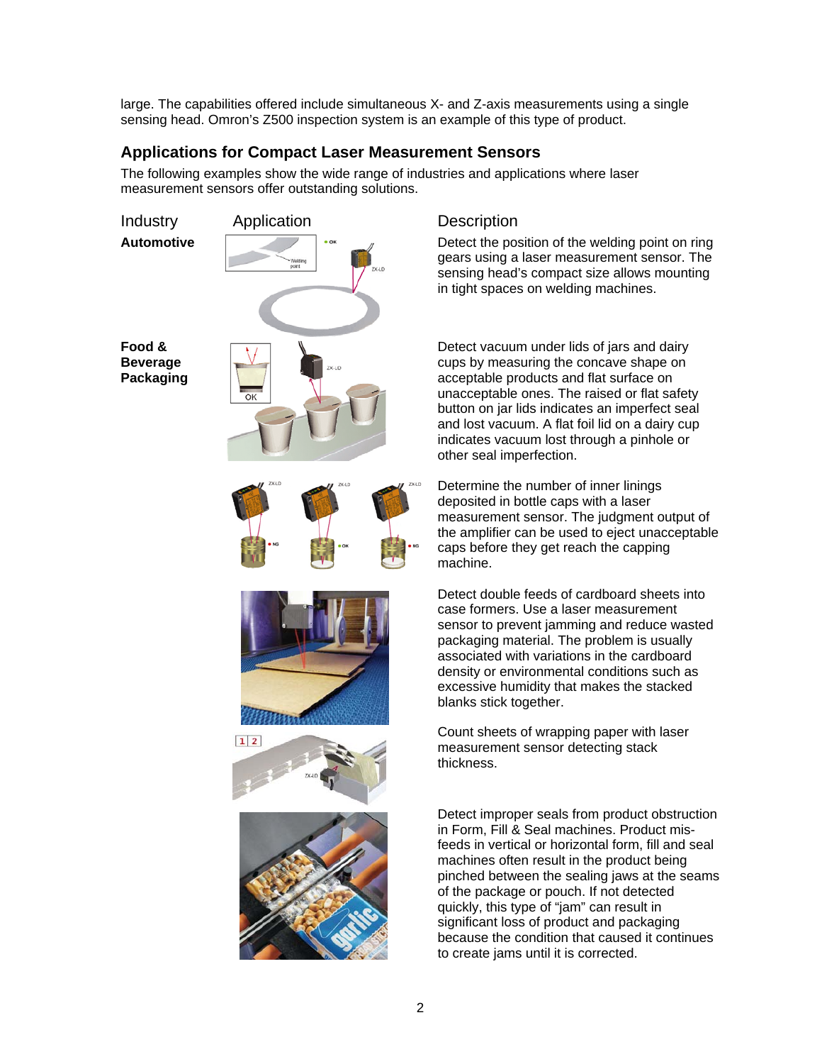large. The capabilities offered include simultaneous X- and Z-axis measurements using a single sensing head. Omron's Z500 inspection system is an example of this type of product.

## Applications for Compact Laser Measurement Sensors

The following examples show the wide range of industries and applications where laser measurement sensors offer outstanding solutions.

| Industry | Application | Description |
|---|---|---|
| **Automotive** | | Detect the position of the welding point on ring gears using a laser measurement sensor. The sensing head's compact size allows mounting in tight spaces on welding machines. |
| **Food & Beverage Packaging** | | Detect vacuum under lids of jars and dairy cups by measuring the concave shape on acceptable products and flat surface on unacceptable ones. The raised or flat safety button on jar lids indicates an imperfect seal and lost vacuum. A flat foil lid on a dairy cup indicates vacuum lost through a pinhole or other seal imperfection. |
| | | Determine the number of inner linings deposited in bottle caps with a laser measurement sensor. The judgment output of the amplifier can be used to eject unacceptable caps before they get reach the capping machine. |
| | | Detect double feeds of cardboard sheets into case formers. Use a laser measurement sensor to prevent jamming and reduce wasted packaging material. The problem is usually associated with variations in the cardboard density or environmental conditions such as excessive humidity that makes the stacked blanks stick together. |
| | | Count sheets of wrapping paper with laser measurement sensor detecting stack thickness. |
| | | Detect improper seals from product obstruction in Form, Fill & Seal machines. Product mis-feeds in vertical or horizontal form, fill and seal machines often result in the product being pinched between the sealing jaws at the seams of the package or pouch. If not detected quickly, this type of "jam" can result in significant loss of product and packaging because the condition that caused it continues to create jams until it is corrected. |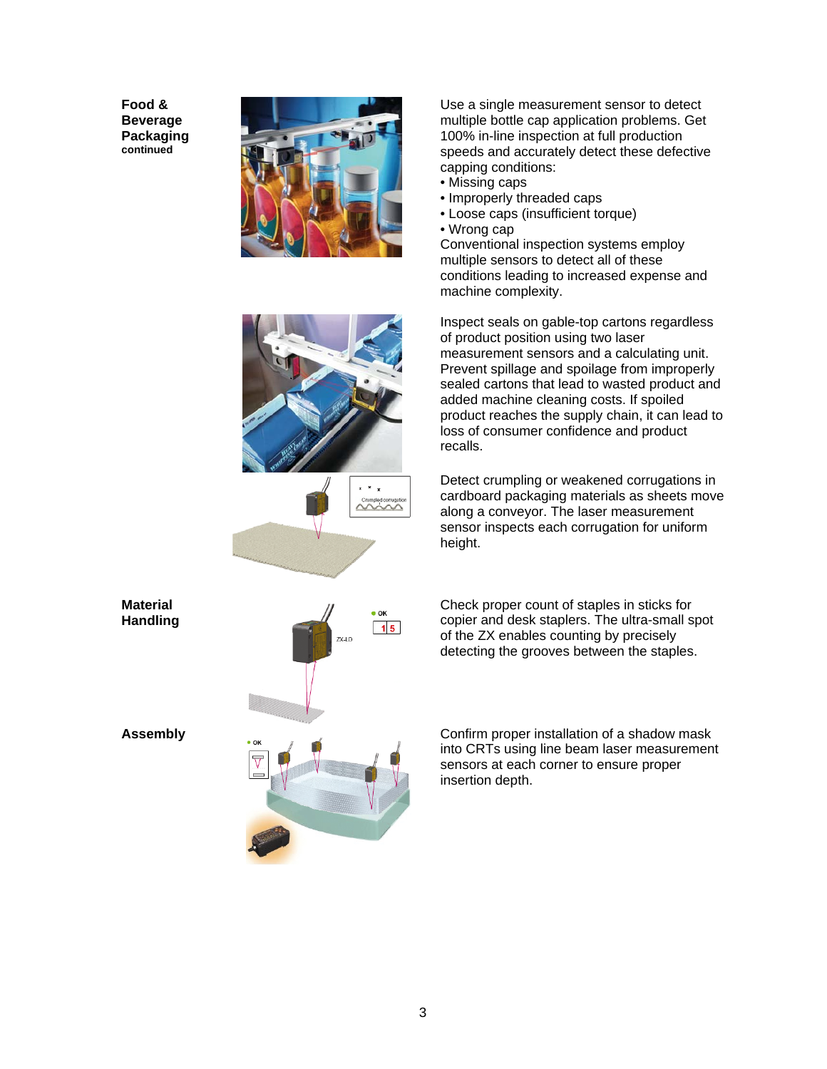**Food & Beverage Packaging**
**continued**

Use a single measurement sensor to detect multiple bottle cap application problems. Get 100% in-line inspection at full production speeds and accurately detect these defective capping conditions:

- Missing caps
- Improperly threaded caps
- Loose caps (insufficient torque)
- Wrong cap

Conventional inspection systems employ multiple sensors to detect all of these conditions leading to increased expense and machine complexity.

Inspect seals on gable-top cartons regardless of product position using two laser measurement sensors and a calculating unit. Prevent spillage and spoilage from improperly sealed cartons that lead to wasted product and added machine cleaning costs. If spoiled product reaches the supply chain, it can lead to loss of consumer confidence and product recalls.

Detect crumpling or weakened corrugations in cardboard packaging materials as sheets move along a conveyor. The laser measurement sensor inspects each corrugation for uniform height.

**Material Handling**

Check proper count of staples in sticks for copier and desk staplers. The ultra-small spot of the ZX enables counting by precisely detecting the grooves between the staples.

**Assembly**

Confirm proper installation of a shadow mask into CRTs using line beam laser measurement sensors at each corner to ensure proper insertion depth.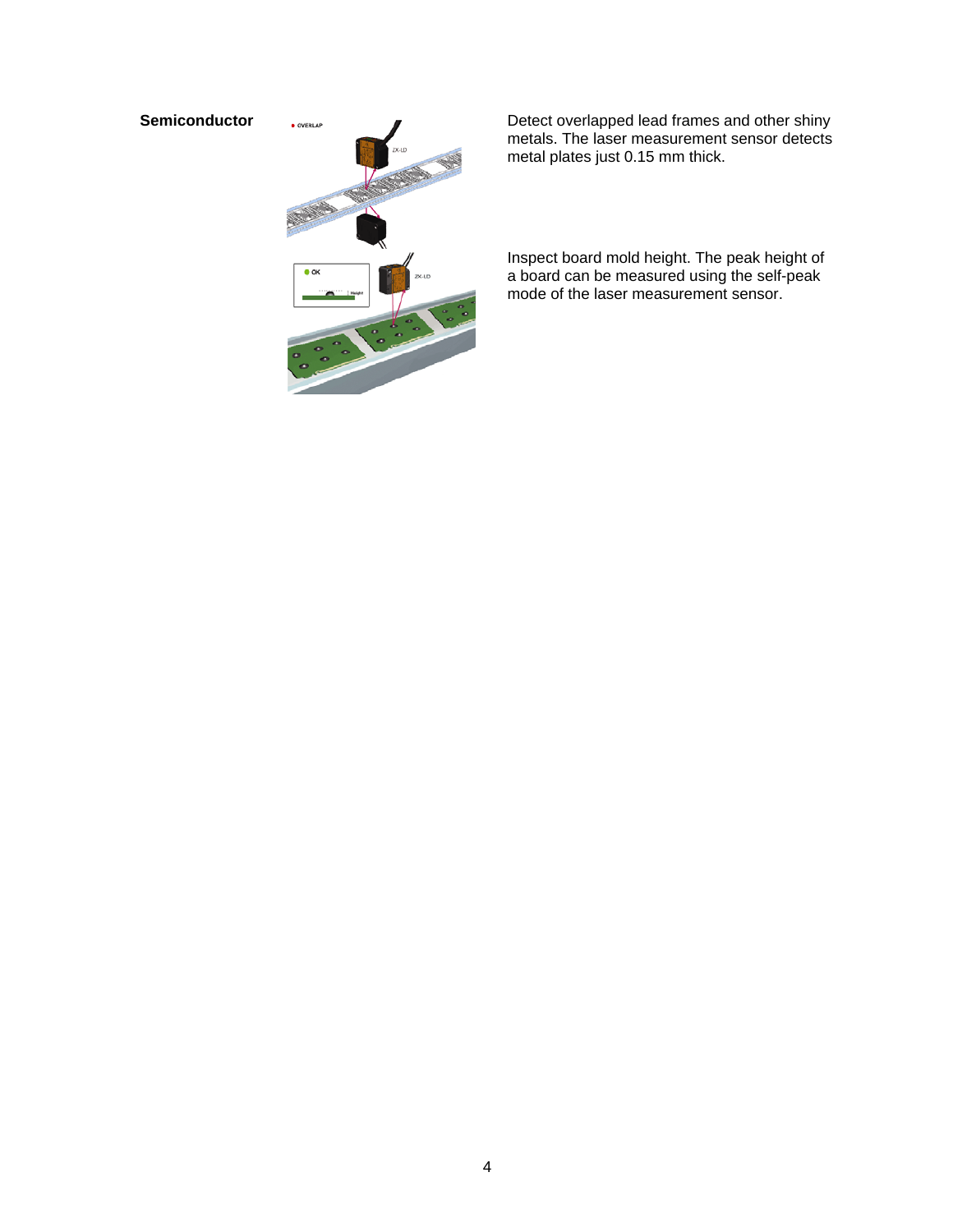**Semiconductor**

Detect overlapped lead frames and other shiny metals. The laser measurement sensor detects metal plates just 0.15 mm thick.

Inspect board mold height. The peak height of a board can be measured using the self-peak mode of the laser measurement sensor.